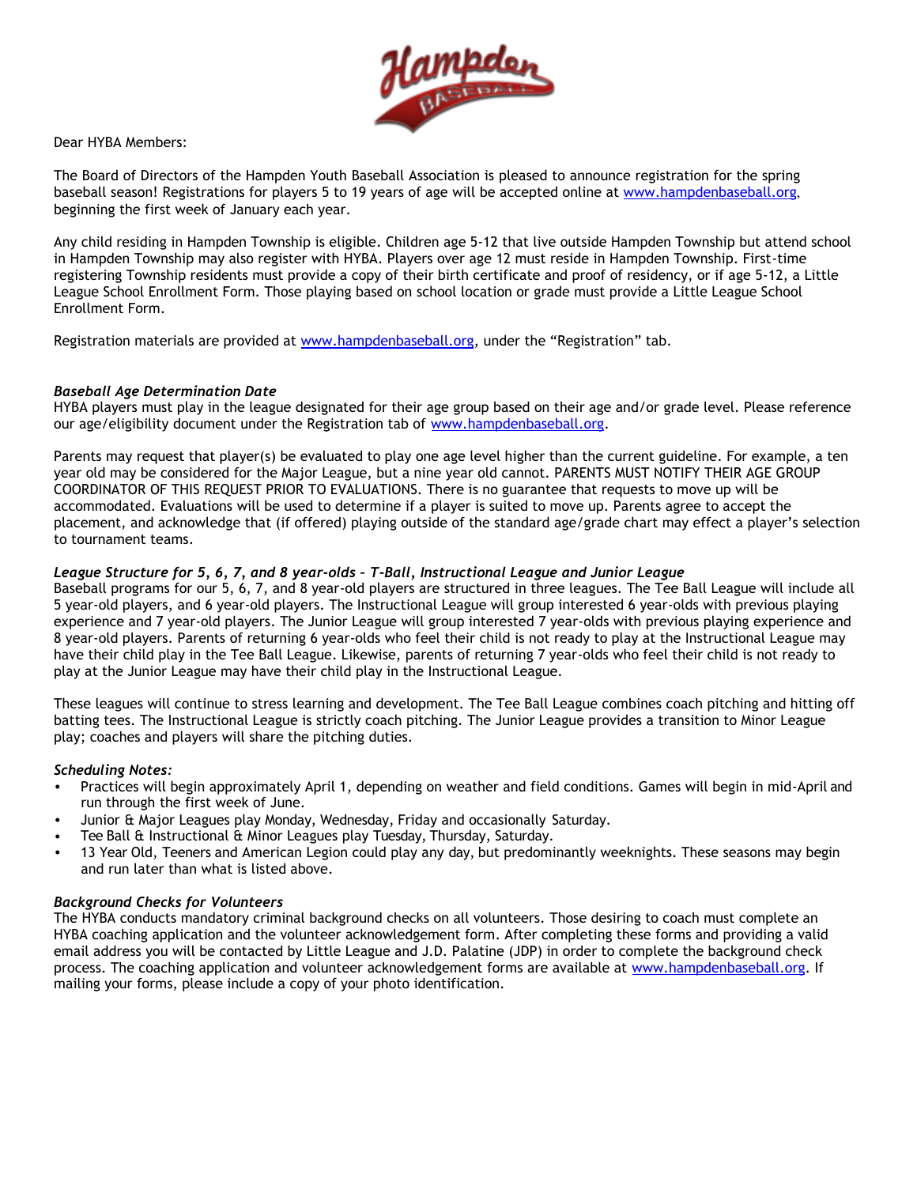Dear HYBA Members:

The Board of Directors of the Hampden Youth Baseball Association is pleased to announce registration for the spring baseball season! Registrations for players 5 to 19 years of age will be accepted online at www.hampdenbaseball.org, beginning the first week of January each year.

Any child residing in Hampden Township is eligible. Children age 5-12 that live outside Hampden Township but attend school in Hampden Township may also register with HYBA. Players over age 12 must reside in Hampden Township. First-time registering Township residents must provide a copy of their birth certificate and proof of residency, or if age 5-12, a Little League School Enrollment Form. Those playing based on school location or grade must provide a Little League School Enrollment Form.

Registration materials are provided at www.hampdenbaseball.org, under the "Registration" tab.

### *Baseball Age Determination Date*

HYBA players must play in the league designated for their age group based on their age and/or grade level. Please reference our age/eligibility document under the Registration tab of www.hampdenbaseball.org.

Parents may request that player(s) be evaluated to play one age level higher than the current guideline. For example, a ten year old may be considered for the Major League, but a nine year old cannot. PARENTS MUST NOTIFY THEIR AGE GROUP COORDINATOR OF THIS REQUEST PRIOR TO EVALUATIONS. There is no guarantee that requests to move up will be accommodated. Evaluations will be used to determine if a player is suited to move up. Parents agree to accept the placement, and acknowledge that (if offered) playing outside of the standard age/grade chart may effect a player's selection to tournament teams.

### *League Structure for 5, 6, 7, and 8 year-olds – T-Ball, Instructional League and Junior League*

Baseball programs for our 5, 6, 7, and 8 year-old players are structured in three leagues. The Tee Ball League will include all 5 year-old players, and 6 year-old players. The Instructional League will group interested 6 year-olds with previous playing experience and 7 year-old players. The Junior League will group interested 7 year-olds with previous experience and 8 year-old players. Parents of returning 6 year-olds who feel their child is not ready to play at the Instructional League may have their child play in the Tee Ball League. Likewise, parents of returning 7 year-olds who feel their child is not ready to play at the Junior League may have their child play in the Instructional League.

These leagues will continue to stress learning and development. The Tee Ball League combines coach pitching and hitting off batting tees. The Instructional League is strictly coach pitching. The Junior League provides a transition to Minor League play; coaches and players will share the pitching duties.

### *Scheduling Notes:*

- Practices will begin approximately April 1, depending on weather and field conditions. Games will begin in mid-April and run through the first week of June.
- Junior & Major Leagues play Monday, Wednesday, Friday and occasionally Saturday.
- Tee Ball & Instructional & Minor Leagues play Tuesday, Thursday, Saturday.
- 13 Year Old, Teeners and American Legion could play any day, but predominantly weeknights. These seasons may begin and run later than what is listed above.

### *Background Checks for Volunteers*

The HYBA conducts mandatory criminal background checks on all volunteers. Those desiring to coach must complete an HYBA coaching application and the volunteer acknowledgement form. After completing these forms and providing a valid email address you will be contacted by Little League and J.D. Palatine (JDP) in order to complete the background check process. The coaching application and volunteer acknowledgement forms are available at www.hampdenbaseball.org. If mailing your forms, please include a copy of your photo identification.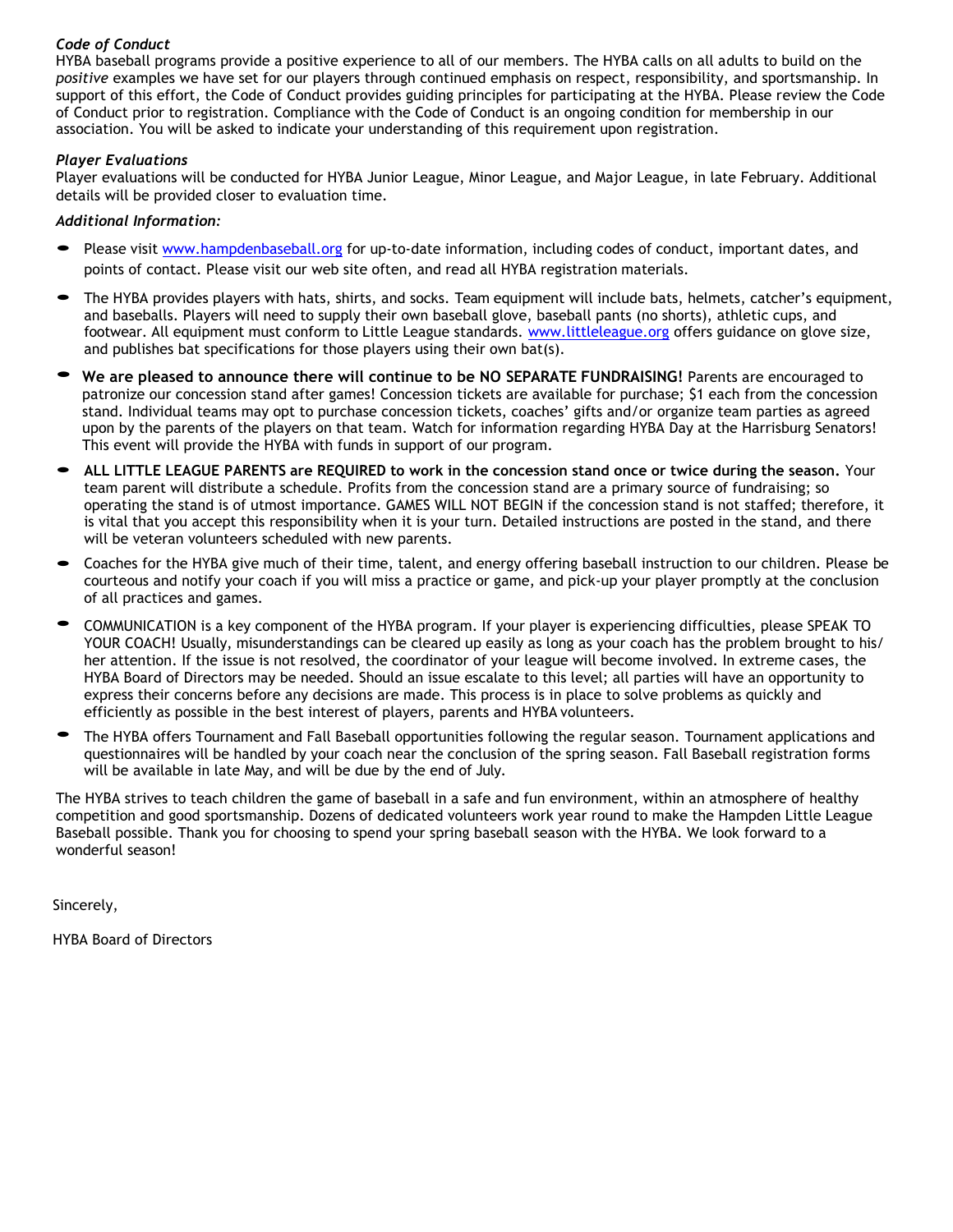*Code of Conduct*

HYBA baseball programs provide a positive experience to all of our members. The HYBA calls on all adults to build on the *positive* examples we have set for our players through continued emphasis on respect, responsibility, and sportsmanship. In support of this effort, the Code of Conduct provides guiding principles for participating at the HYBA. Please review the Code of Conduct prior to registration. Compliance with the Code of Conduct is an ongoing condition for membership in our association. You will be asked to indicate your understanding of this requirement upon registration.

*Player Evaluations*

Player evaluations will be conducted for HYBA Junior League, Minor League, and Major League, in late February. Additional details will be provided closer to evaluation time.

*Additional Information:*

- Please visit www.hampdenbaseball.org for up-to-date information, including codes of conduct, important dates, and points of contact. Please visit our web site often, and read all HYBA registration materials.
- The HYBA provides players with hats, shirts, and socks. Team equipment will include bats, helmets, catcher's equipment, and baseballs. Players will need to supply their own baseball glove, baseball pants (no shorts), athletic cups, and footwear. All equipment must conform to Little League standards. www.littleleague.org offers guidance on glove size, and publishes bat specifications for those players using their own bat(s).
- **We are pleased to announce there will continue to be NO SEPARATE FUNDRAISING!** Parents are encouraged to patronize our concession stand after games! Concession tickets are available for purchase; $1 each from the concession stand. Individual teams may opt to purchase concession tickets, coaches' gifts and/or organize team parties as agreed upon by the parents of the players on that team. Watch for information regarding HYBA Day at the Harrisburg Senators! This event will provide the HYBA with funds in support of our program.
- **ALL LITTLE LEAGUE PARENTS are REQUIRED to work in the concession stand once or twice during the season.** Your team parent will distribute a schedule. Profits from the concession stand are a primary source of fundraising; so operating the stand is of utmost importance. GAMES WILL NOT BEGIN if the concession stand is not staffed; therefore, it is vital that you accept this responsibility when it is your turn. Detailed instructions are posted in the stand, and there will be veteran volunteers scheduled with new parents.
- Coaches for the HYBA give much of their time, talent, and energy offering baseball instruction to our children. Please be courteous and notify your coach if you will miss a practice or game, and pick-up your player promptly at the conclusion of all practices and games.
- COMMUNICATION is a key component of the HYBA program. If your player is experiencing difficulties, please SPEAK TO YOUR COACH! Usually, misunderstandings can be cleared up easily as long as your coach has the problem brought to his/her attention. If the issue is not resolved, the coordinator of your league will become involved. In extreme cases, the HYBA Board of Directors may be needed. Should an issue escalate to this level; all parties will have an opportunity to express their concerns before any decisions are made. This process is in place to solve problems as quickly and efficiently as possible in the best interest of players, parents and HYBA volunteers.
- The HYBA offers Tournament and Fall Baseball opportunities following the regular season. Tournament applications and questionnaires will be handled by your coach near the conclusion of the spring season. Fall Baseball registration forms will be available in late May, and will be due by the end of July.

The HYBA strives to teach children the game of baseball in a safe and fun environment, within an atmosphere of healthy competition and good sportsmanship. Dozens of dedicated volunteers work year round to make the Hampden Little League Baseball possible. Thank you for choosing to spend your spring baseball season with the HYBA. We look forward to a wonderful season!

Sincerely,

HYBA Board of Directors